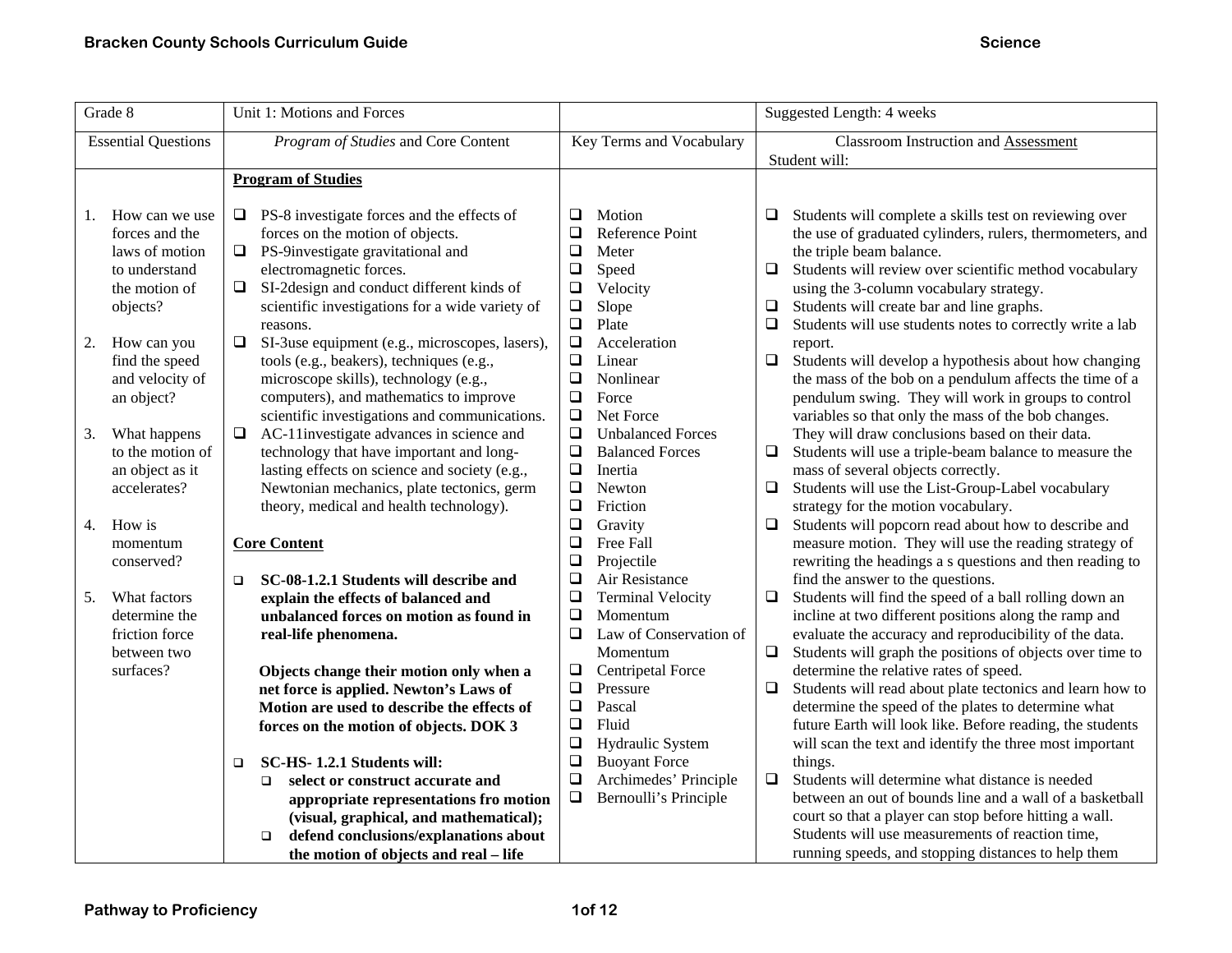| Grade 8 | Unit 1: Motions and Forces | | Suggested Length: 4 weeks |
|---|---|---|---|
| Essential Questions | *Program of Studies* and Core Content | Key Terms and Vocabulary | Classroom Instruction and Assessment<br>Student will: |
| 1. How can we use forces and the laws of motion to understand the motion of objects?<br><br>2. How can you find the speed and velocity of an object?<br><br>3. What happens to the motion of an object as it accelerates?<br><br>4. How is momentum conserved?<br><br>5. What factors determine the friction force between two surfaces? | **Program of Studies**<br><br>❑ PS-8 investigate forces and the effects of forces on the motion of objects.<br>❑ PS-9investigate gravitational and electromagnetic forces.<br>❑ SI-2design and conduct different kinds of scientific investigations for a wide variety of reasons.<br>❑ SI-3use equipment (e.g., microscopes, lasers), tools (e.g., beakers), techniques (e.g., microscope skills), technology (e.g., computers), and mathematics to improve scientific investigations and communications.<br>❑ AC-11investigate advances in science and technology that have important and long-lasting effects on science and society (e.g., Newtonian mechanics, plate tectonics, germ theory, medical and health technology).<br><br>**Core Content**<br><br>❑ **SC-08-1.2.1 Students will describe and explain the effects of balanced and unbalanced forces on motion as found in real-life phenomena.**<br><br>**Objects change their motion only when a net force is applied. Newton's Laws of Motion are used to describe the effects of forces on the motion of objects. DOK 3**<br><br>❑ **SC-HS- 1.2.1 Students will:**<br>❑ **select or construct accurate and appropriate representations fro motion (visual, graphical, and mathematical);**<br>❑ **defend conclusions/explanations about the motion of objects and real – life** | ❑ Motion<br>❑ Reference Point<br>❑ Meter<br>❑ Speed<br>❑ Velocity<br>❑ Slope<br>❑ Plate<br>❑ Acceleration<br>❑ Linear<br>❑ Nonlinear<br>❑ Force<br>❑ Net Force<br>❑ Unbalanced Forces<br>❑ Balanced Forces<br>❑ Inertia<br>❑ Newton<br>❑ Friction<br>❑ Gravity<br>❑ Free Fall<br>❑ Projectile<br>❑ Air Resistance<br>❑ Terminal Velocity<br>❑ Momentum<br>❑ Law of Conservation of Momentum<br>❑ Centripetal Force<br>❑ Pressure<br>❑ Pascal<br>❑ Fluid<br>❑ Hydraulic System<br>❑ Buoyant Force<br>❑ Archimedes' Principle<br>❑ Bernoulli's Principle | ❑ Students will complete a skills test on reviewing over the use of graduated cylinders, rulers, thermometers, and the triple beam balance.<br>❑ Students will review over scientific method vocabulary using the 3-column vocabulary strategy.<br>❑ Students will create bar and line graphs.<br>❑ Students will use students notes to correctly write a lab report.<br>❑ Students will develop a hypothesis about how changing the mass of the bob on a pendulum affects the time of a pendulum swing. They will work in groups to control variables so that only the mass of the bob changes. They will draw conclusions based on their data.<br>❑ Students will use a triple-beam balance to measure the mass of several objects correctly.<br>❑ Students will use the List-Group-Label vocabulary strategy for the motion vocabulary.<br>❑ Students will popcorn read about how to describe and measure motion. They will use the reading strategy of rewriting the headings a s questions and then reading to find the answer to the questions.<br>❑ Students will find the speed of a ball rolling down an incline at two different positions along the ramp and evaluate the accuracy and reproducibility of the data.<br>❑ Students will graph the positions of objects over time to determine the relative rates of speed.<br>❑ Students will read about plate tectonics and learn how to determine the speed of the plates to determine what future Earth will look like. Before reading, the students will scan the text and identify the three most important things.<br>❑ Students will determine what distance is needed between an out of bounds line and a wall of a basketball court so that a player can stop before hitting a wall. Students will use measurements of reaction time, running speeds, and stopping distances to help them |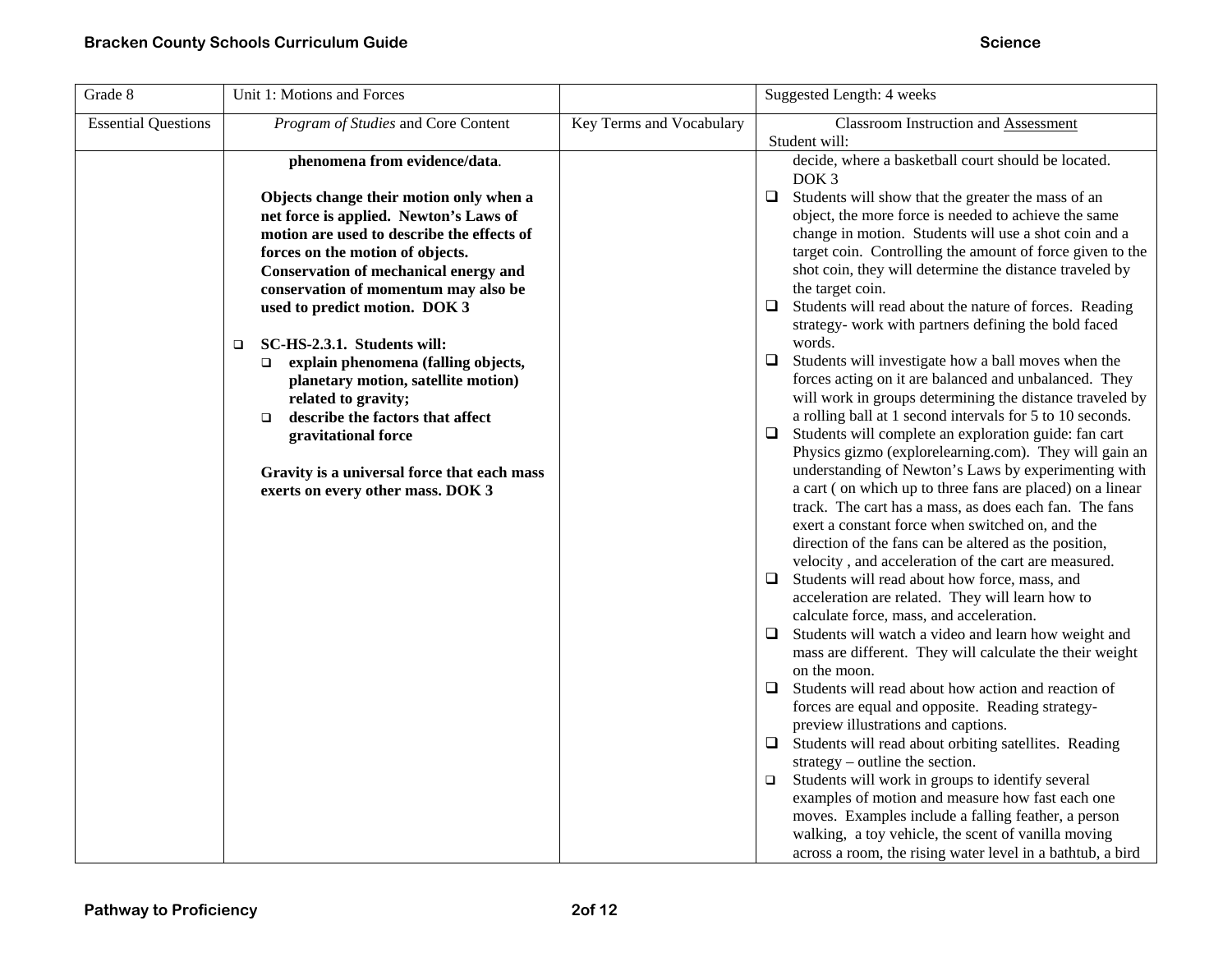| Grade 8 | Unit 1: Motions and Forces | | Suggested Length: 4 weeks |
|---|---|---|---|
| Essential Questions | *Program of Studies* and Core Content | Key Terms and Vocabulary | Classroom Instruction and Assessment<br>Student will: |
| | **phenomena from evidence/data**.<br><br>**Objects change their motion only when a net force is applied. Newton's Laws of motion are used to describe the effects of forces on the motion of objects. Conservation of mechanical energy and conservation of momentum may also be used to predict motion. DOK 3**<br><br>❑ **SC-HS-2.3.1. Students will:**<br>❑ **explain phenomena (falling objects, planetary motion, satellite motion) related to gravity;**<br>❑ **describe the factors that affect gravitational force**<br><br>**Gravity is a universal force that each mass exerts on every other mass. DOK 3** | | decide, where a basketball court should be located. DOK 3<br>❑ Students will show that the greater the mass of an object, the more force is needed to achieve the same change in motion. Students will use a shot coin and a target coin. Controlling the amount of force given to the shot coin, they will determine the distance traveled by the target coin.<br>❑ Students will read about the nature of forces. Reading strategy- work with partners defining the bold faced words.<br>❑ Students will investigate how a ball moves when the forces acting on it are balanced and unbalanced. They will work in groups determining the distance traveled by a rolling ball at 1 second intervals for 5 to 10 seconds.<br>❑ Students will complete an exploration guide: fan cart Physics gizmo (explorelearning.com). They will gain an understanding of Newton's Laws by experimenting with a cart ( on which up to three fans are placed) on a linear track. The cart has a mass, as does each fan. The fans exert a constant force when switched on, and the direction of the fans can be altered as the position, velocity , and acceleration of the cart are measured.<br>❑ Students will read about how force, mass, and acceleration are related. They will learn how to calculate force, mass, and acceleration.<br>❑ Students will watch a video and learn how weight and mass are different. They will calculate the their weight on the moon.<br>❑ Students will read about how action and reaction of forces are equal and opposite. Reading strategy- preview illustrations and captions.<br>❑ Students will read about orbiting satellites. Reading strategy – outline the section.<br>❑ Students will work in groups to identify several examples of motion and measure how fast each one moves. Examples include a falling feather, a person walking, a toy vehicle, the scent of vanilla moving across a room, the rising water level in a bathtub, a bird |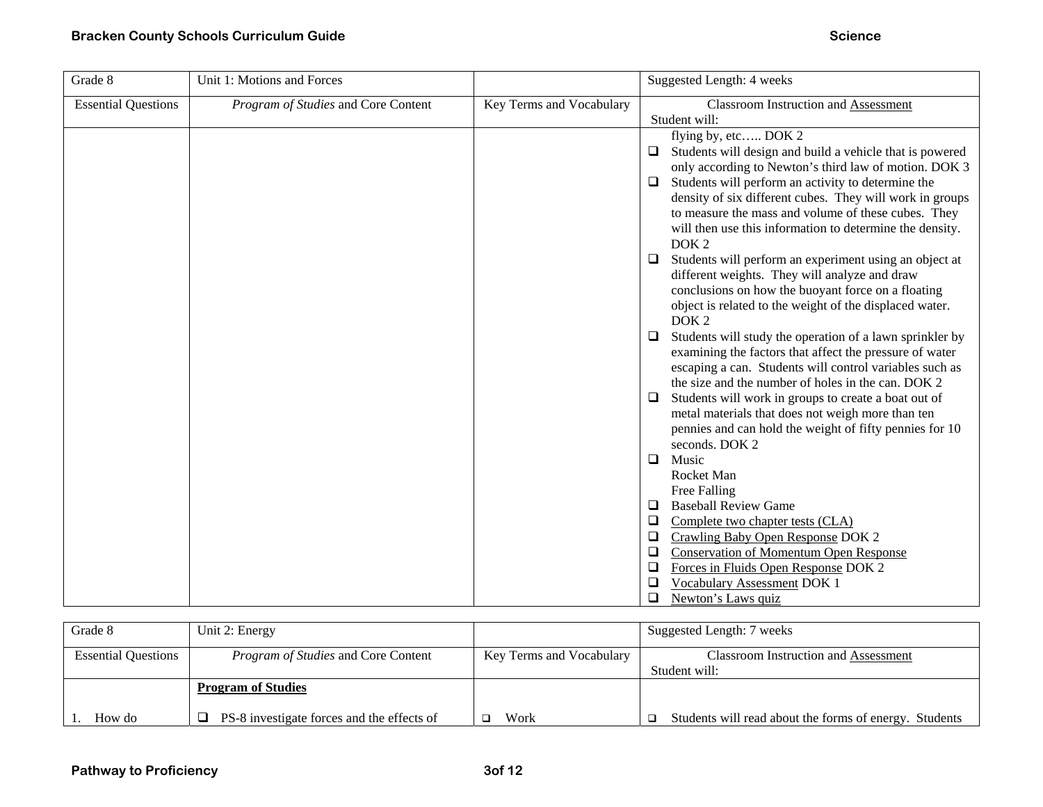| Grade 8 | Unit 1: Motions and Forces | | Suggested Length: 4 weeks |
|---|---|---|---|
| Essential Questions | *Program of Studies* and Core Content | Key Terms and Vocabulary | Classroom Instruction and Assessment<br>Student will: |
| | | | flying by, etc….. DOK 2<br>❑ Students will design and build a vehicle that is powered only according to Newton's third law of motion. DOK 3<br>❑ Students will perform an activity to determine the density of six different cubes. They will work in groups to measure the mass and volume of these cubes. They will then use this information to determine the density. DOK 2<br>❑ Students will perform an experiment using an object at different weights. They will analyze and draw conclusions on how the buoyant force on a floating object is related to the weight of the displaced water. DOK 2<br>❑ Students will study the operation of a lawn sprinkler by examining the factors that affect the pressure of water escaping a can. Students will control variables such as the size and the number of holes in the can. DOK 2<br>❑ Students will work in groups to create a boat out of metal materials that does not weigh more than ten pennies and can hold the weight of fifty pennies for 10 seconds. DOK 2<br>❑ Music<br>Rocket Man<br>Free Falling<br>❑ Baseball Review Game<br>❑ Complete two chapter tests (CLA)<br>❑ Crawling Baby Open Response DOK 2<br>❑ Conservation of Momentum Open Response<br>❑ Forces in Fluids Open Response DOK 2<br>❑ Vocabulary Assessment DOK 1<br>❑ Newton's Laws quiz |

| Grade 8 | Unit 2: Energy | | Suggested Length: 7 weeks |
|---|---|---|---|
| Essential Questions | *Program of Studies* and Core Content | Key Terms and Vocabulary | Classroom Instruction and Assessment<br>Student will: |
| 1. How do | **Program of Studies**<br><br>❑ PS-8 investigate forces and the effects of | ❑ Work | ❑ Students will read about the forms of energy. Students |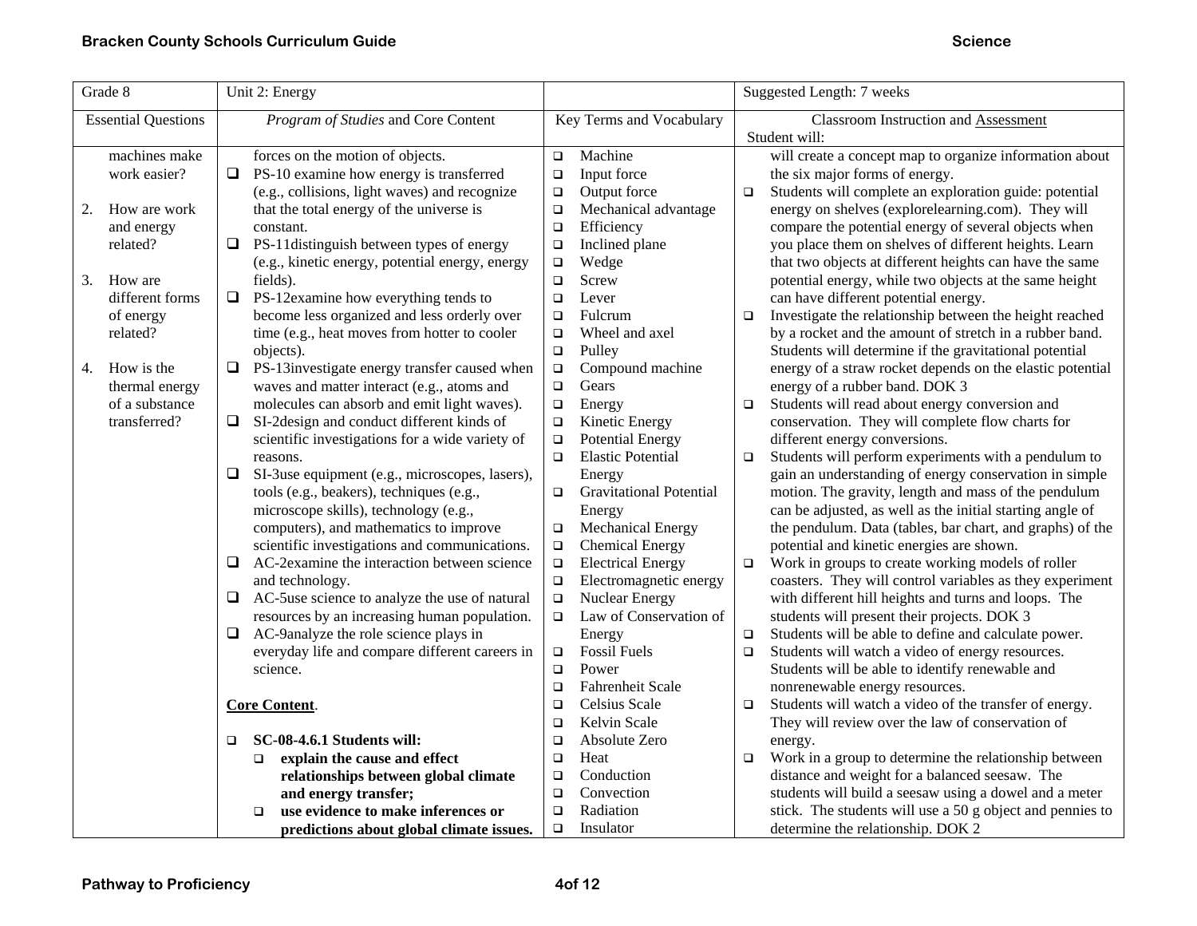| Grade 8 | Unit 2: Energy | | Suggested Length: 7 weeks |
|---|---|---|---|
| Essential Questions | *Program of Studies* and Core Content | Key Terms and Vocabulary | Classroom Instruction and Assessment<br>Student will: |
| machines make work easier?<br><br>2. How are work and energy related?<br><br>3. How are different forms of energy related?<br><br>4. How is the thermal energy of a substance transferred? | forces on the motion of objects.<br>❑ PS-10 examine how energy is transferred (e.g., collisions, light waves) and recognize that the total energy of the universe is constant.<br>❑ PS-11distinguish between types of energy (e.g., kinetic energy, potential energy, energy fields).<br>❑ PS-12examine how everything tends to become less organized and less orderly over time (e.g., heat moves from hotter to cooler objects).<br>❑ PS-13investigate energy transfer caused when waves and matter interact (e.g., atoms and molecules can absorb and emit light waves).<br>❑ SI-2design and conduct different kinds of scientific investigations for a wide variety of reasons.<br>❑ SI-3use equipment (e.g., microscopes, lasers), tools (e.g., beakers), techniques (e.g., microscope skills), technology (e.g., computers), and mathematics to improve scientific investigations and communications.<br>❑ AC-2examine the interaction between science and technology.<br>❑ AC-5use science to analyze the use of natural resources by an increasing human population.<br>❑ AC-9analyze the role science plays in everyday life and compare different careers in science.<br><br>**Core Content**.<br><br>❑ **SC-08-4.6.1 Students will:**<br>❑ **explain the cause and effect relationships between global climate and energy transfer;**<br>❑ **use evidence to make inferences or predictions about global climate issues.** | ❑ Machine<br>❑ Input force<br>❑ Output force<br>❑ Mechanical advantage<br>❑ Efficiency<br>❑ Inclined plane<br>❑ Wedge<br>❑ Screw<br>❑ Lever<br>❑ Fulcrum<br>❑ Wheel and axel<br>❑ Pulley<br>❑ Compound machine<br>❑ Gears<br>❑ Energy<br>❑ Kinetic Energy<br>❑ Potential Energy<br>❑ Elastic Potential Energy<br>❑ Gravitational Potential Energy<br>❑ Mechanical Energy<br>❑ Chemical Energy<br>❑ Electrical Energy<br>❑ Electromagnetic energy<br>❑ Nuclear Energy<br>❑ Law of Conservation of Energy<br>❑ Fossil Fuels<br>❑ Power<br>❑ Fahrenheit Scale<br>❑ Celsius Scale<br>❑ Kelvin Scale<br>❑ Absolute Zero<br>❑ Heat<br>❑ Conduction<br>❑ Convection<br>❑ Radiation<br>❑ Insulator | will create a concept map to organize information about the six major forms of energy.<br>❑ Students will complete an exploration guide: potential energy on shelves (explorelearning.com). They will compare the potential energy of several objects when you place them on shelves of different heights. Learn that two objects at different heights can have the same potential energy, while two objects at the same height can have different potential energy.<br>❑ Investigate the relationship between the height reached by a rocket and the amount of stretch in a rubber band. Students will determine if the gravitational potential energy of a straw rocket depends on the elastic potential energy of a rubber band. DOK 3<br>❑ Students will read about energy conversion and conservation. They will complete flow charts for different energy conversions.<br>❑ Students will perform experiments with a pendulum to gain an understanding of energy conservation in simple motion. The gravity, length and mass of the pendulum can be adjusted, as well as the initial starting angle of the pendulum. Data (tables, bar chart, and graphs) of the potential and kinetic energies are shown.<br>❑ Work in groups to create working models of roller coasters. They will control variables as they experiment with different hill heights and turns and loops. The students will present their projects. DOK 3<br>❑ Students will be able to define and calculate power.<br>❑ Students will watch a video of energy resources. Students will be able to identify renewable and nonrenewable energy resources.<br>❑ Students will watch a video of the transfer of energy. They will review over the law of conservation of energy.<br>❑ Work in a group to determine the relationship between distance and weight for a balanced seesaw. The students will build a seesaw using a dowel and a meter stick. The students will use a 50 g object and pennies to determine the relationship. DOK 2 |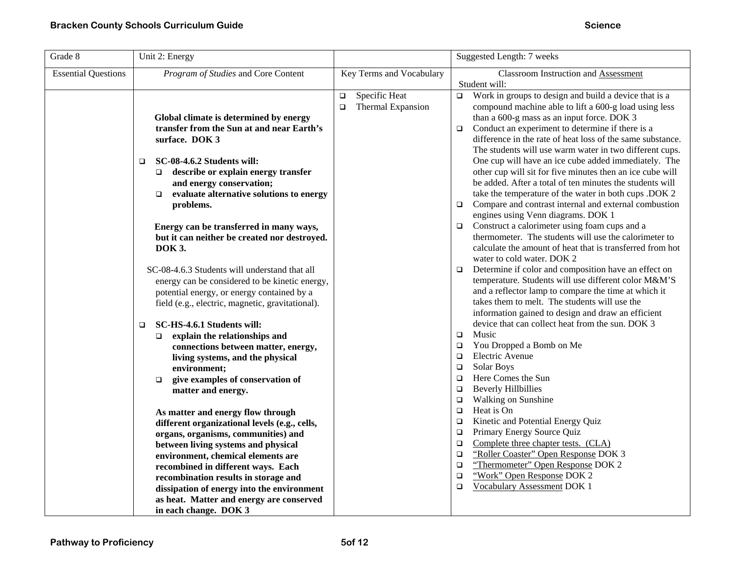| Grade 8 | Unit 2: Energy | | Suggested Length: 7 weeks |
|---|---|---|---|
| Essential Questions | *Program of Studies* and Core Content | Key Terms and Vocabulary | Classroom Instruction and <u>Assessment</u><br>Student will: |
| | **Global climate is determined by energy transfer from the Sun at and near Earth's surface. DOK 3**<br><br>❑ **SC-08-4.6.2 Students will:**<br>&nbsp;&nbsp;❑ **describe or explain energy transfer and energy conservation;**<br>&nbsp;&nbsp;❑ **evaluate alternative solutions to energy problems.**<br><br>**Energy can be transferred in many ways, but it can neither be created nor destroyed. DOK 3.**<br><br>SC-08-4.6.3 Students will understand that all energy can be considered to be kinetic energy, potential energy, or energy contained by a field (e.g., electric, magnetic, gravitational).<br><br>❑ **SC-HS-4.6.1 Students will:**<br>&nbsp;&nbsp;❑ **explain the relationships and connections between matter, energy, living systems, and the physical environment;**<br>&nbsp;&nbsp;❑ **give examples of conservation of matter and energy.**<br><br>**As matter and energy flow through different organizational levels (e.g., cells, organs, organisms, communities) and between living systems and physical environment, chemical elements are recombined in different ways. Each recombination results in storage and dissipation of energy into the environment as heat. Matter and energy are conserved in each change. DOK 3** | ❑ Specific Heat<br>❑ Thermal Expansion | ❑ Work in groups to design and build a device that is a compound machine able to lift a 600-g load using less than a 600-g mass as an input force. DOK 3<br>❑ Conduct an experiment to determine if there is a difference in the rate of heat loss of the same substance. The students will use warm water in two different cups. One cup will have an ice cube added immediately. The other cup will sit for five minutes then an ice cube will be added. After a total of ten minutes the students will take the temperature of the water in both cups .DOK 2<br>❑ Compare and contrast internal and external combustion engines using Venn diagrams. DOK 1<br>❑ Construct a calorimeter using foam cups and a thermometer. The students will use the calorimeter to calculate the amount of heat that is transferred from hot water to cold water. DOK 2<br>❑ Determine if color and composition have an effect on temperature. Students will use different color M&M'S and a reflector lamp to compare the time at which it takes them to melt. The students will use the information gained to design and draw an efficient device that can collect heat from the sun. DOK 3<br>❑ Music<br>❑ You Dropped a Bomb on Me<br>❑ Electric Avenue<br>❑ Solar Boys<br>❑ Here Comes the Sun<br>❑ Beverly Hillbillies<br>❑ Walking on Sunshine<br>❑ Heat is On<br>❑ Kinetic and Potential Energy Quiz<br>❑ Primary Energy Source Quiz<br>❑ <u>Complete three chapter tests. (CLA)</u><br>❑ <u>"Roller Coaster" Open Response</u> DOK 3<br>❑ <u>"Thermometer" Open Response</u> DOK 2<br>❑ <u>"Work" Open Response</u> DOK 2<br>❑ <u>Vocabulary Assessment</u> DOK 1 |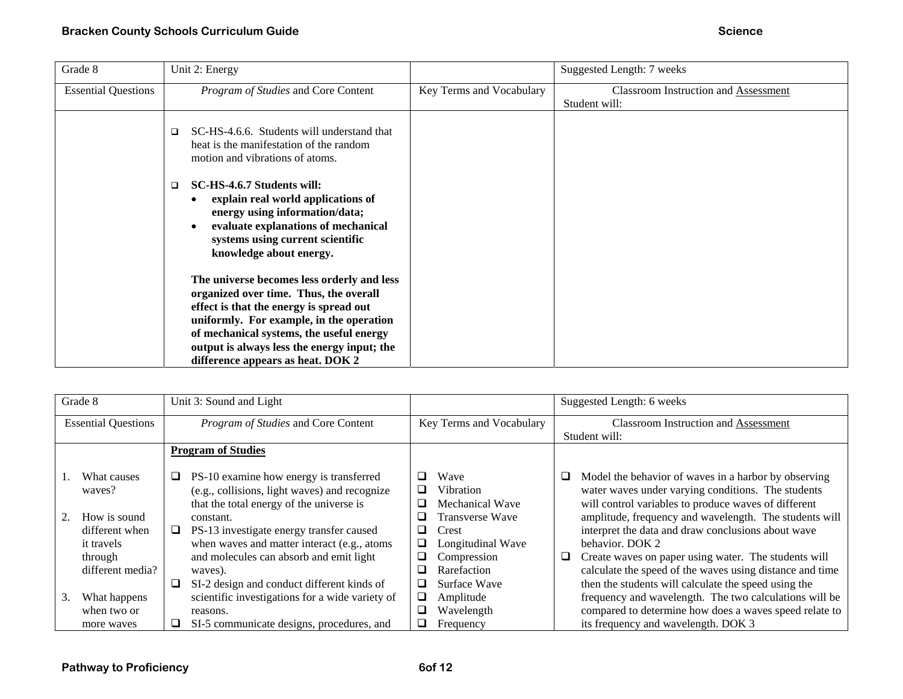| Grade 8 | Unit 2: Energy | | Suggested Length: 7 weeks |
|---|---|---|---|
| Essential Questions | *Program of Studies* and Core Content | Key Terms and Vocabulary | Classroom Instruction and Assessment<br>Student will: |
| | ❑ SC-HS-4.6.6. Students will understand that heat is the manifestation of the random motion and vibrations of atoms.<br><br>❑ **SC-HS-4.6.7 Students will:**<br>• **explain real world applications of energy using information/data;**<br>• **evaluate explanations of mechanical systems using current scientific knowledge about energy.**<br><br>**The universe becomes less orderly and less organized over time. Thus, the overall effect is that the energy is spread out uniformly. For example, in the operation of mechanical systems, the useful energy output is always less the energy input; the difference appears as heat. DOK 2** | | |

| Grade 8 | Unit 3: Sound and Light | | Suggested Length: 6 weeks |
|---|---|---|---|
| Essential Questions | *Program of Studies* and Core Content | Key Terms and Vocabulary | Classroom Instruction and Assessment<br>Student will: |
| 1. What causes waves?<br><br>2. How is sound different when it travels through different media?<br><br>3. What happens when two or more waves | **Program of Studies**<br><br>❑ PS-10 examine how energy is transferred (e.g., collisions, light waves) and recognize that the total energy of the universe is constant.<br>❑ PS-13 investigate energy transfer caused when waves and matter interact (e.g., atoms and molecules can absorb and emit light waves).<br>❑ SI-2 design and conduct different kinds of scientific investigations for a wide variety of reasons.<br>❑ SI-5 communicate designs, procedures, and | ❑ Wave<br>❑ Vibration<br>❑ Mechanical Wave<br>❑ Transverse Wave<br>❑ Crest<br>❑ Longitudinal Wave<br>❑ Compression<br>❑ Rarefaction<br>❑ Surface Wave<br>❑ Amplitude<br>❑ Wavelength<br>❑ Frequency | ❑ Model the behavior of waves in a harbor by observing water waves under varying conditions. The students will control variables to produce waves of different amplitude, frequency and wavelength. The students will interpret the data and draw conclusions about wave behavior. DOK 2<br>❑ Create waves on paper using water. The students will calculate the speed of the waves using distance and time then the students will calculate the speed using the frequency and wavelength. The two calculations will be compared to determine how does a waves speed relate to its frequency and wavelength. DOK 3 |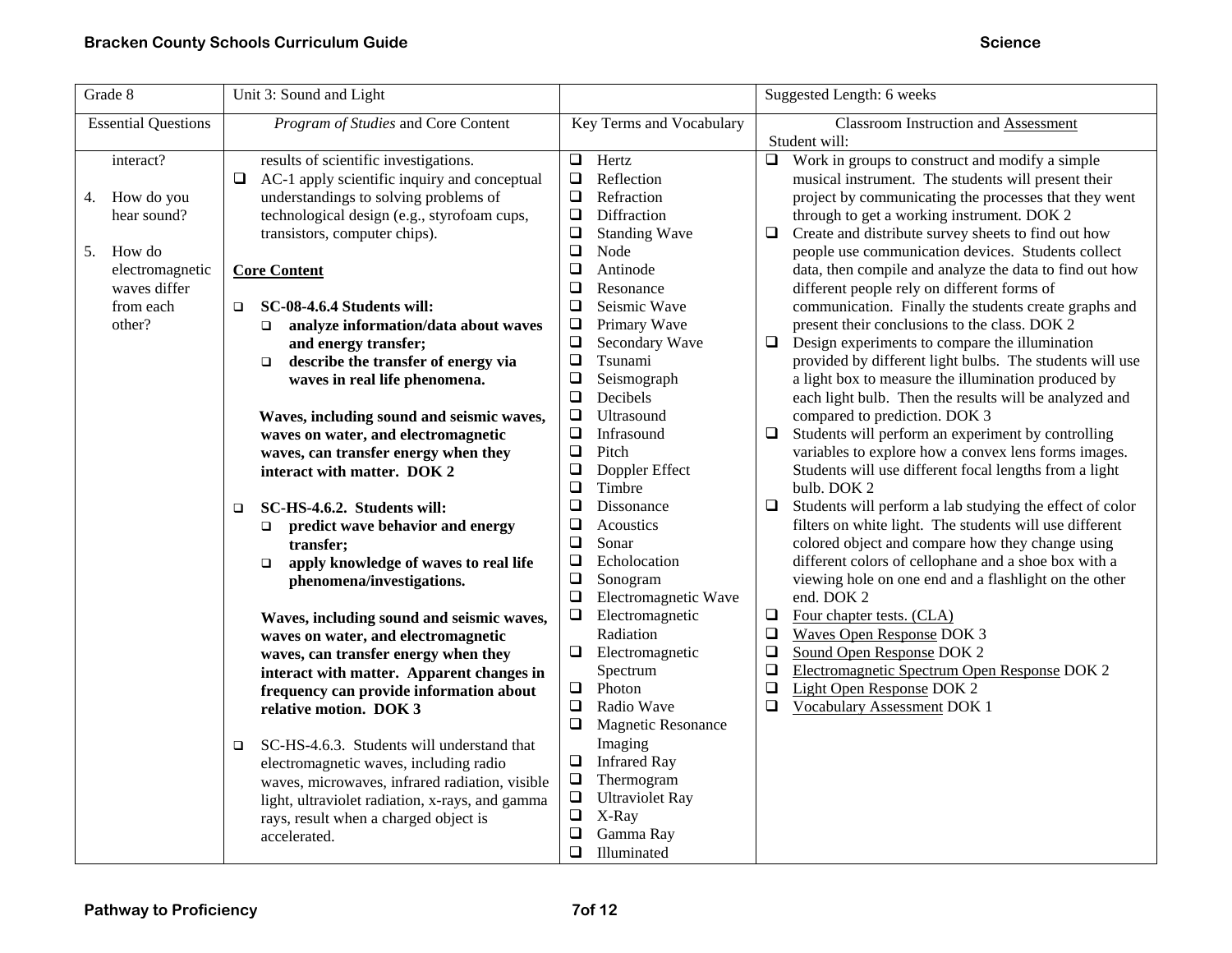| Grade 8 | Unit 3: Sound and Light | | Suggested Length: 6 weeks |
|---|---|---|---|
| Essential Questions | *Program of Studies* and Core Content | Key Terms and Vocabulary | Classroom Instruction and Assessment<br>Student will: |
| interact?<br><br>4. How do you hear sound?<br><br>5. How do electromagnetic waves differ from each other? | results of scientific investigations.<br>❑ AC-1 apply scientific inquiry and conceptual understandings to solving problems of technological design (e.g., styrofoam cups, transistors, computer chips).<br><br>**Core Content**<br><br>❑ **SC-08-4.6.4 Students will:**<br>❑ **analyze information/data about waves and energy transfer;**<br>❑ **describe the transfer of energy via waves in real life phenomena.**<br><br>**Waves, including sound and seismic waves, waves on water, and electromagnetic waves, can transfer energy when they interact with matter. DOK 2**<br><br>❑ **SC-HS-4.6.2. Students will:**<br>❑ **predict wave behavior and energy transfer;**<br>❑ **apply knowledge of waves to real life phenomena/investigations.**<br><br>**Waves, including sound and seismic waves, waves on water, and electromagnetic waves, can transfer energy when they interact with matter. Apparent changes in frequency can provide information about relative motion. DOK 3**<br><br>❑ SC-HS-4.6.3. Students will understand that electromagnetic waves, including radio waves, microwaves, infrared radiation, visible light, ultraviolet radiation, x-rays, and gamma rays, result when a charged object is accelerated. | ❑ Hertz<br>❑ Reflection<br>❑ Refraction<br>❑ Diffraction<br>❑ Standing Wave<br>❑ Node<br>❑ Antinode<br>❑ Resonance<br>❑ Seismic Wave<br>❑ Primary Wave<br>❑ Secondary Wave<br>❑ Tsunami<br>❑ Seismograph<br>❑ Decibels<br>❑ Ultrasound<br>❑ Infrasound<br>❑ Pitch<br>❑ Doppler Effect<br>❑ Timbre<br>❑ Dissonance<br>❑ Acoustics<br>❑ Sonar<br>❑ Echolocation<br>❑ Sonogram<br>❑ Electromagnetic Wave<br>❑ Electromagnetic Radiation<br>❑ Electromagnetic Spectrum<br>❑ Photon<br>❑ Radio Wave<br>❑ Magnetic Resonance Imaging<br>❑ Infrared Ray<br>❑ Thermogram<br>❑ Ultraviolet Ray<br>❑ X-Ray<br>❑ Gamma Ray<br>❑ Illuminated | ❑ Work in groups to construct and modify a simple musical instrument. The students will present their project by communicating the processes that they went through to get a working instrument. DOK 2<br>❑ Create and distribute survey sheets to find out how people use communication devices. Students collect data, then compile and analyze the data to find out how different people rely on different forms of communication. Finally the students create graphs and present their conclusions to the class. DOK 2<br>❑ Design experiments to compare the illumination provided by different light bulbs. The students will use a light box to measure the illumination produced by each light bulb. Then the results will be analyzed and compared to prediction. DOK 3<br>❑ Students will perform an experiment by controlling variables to explore how a convex lens forms images. Students will use different focal lengths from a light bulb. DOK 2<br>❑ Students will perform a lab studying the effect of color filters on white light. The students will use different colored object and compare how they change using different colors of cellophane and a shoe box with a viewing hole on one end and a flashlight on the other end. DOK 2<br>❑ Four chapter tests. (CLA)<br>❑ Waves Open Response DOK 3<br>❑ Sound Open Response DOK 2<br>❑ Electromagnetic Spectrum Open Response DOK 2<br>❑ Light Open Response DOK 2<br>❑ Vocabulary Assessment DOK 1 |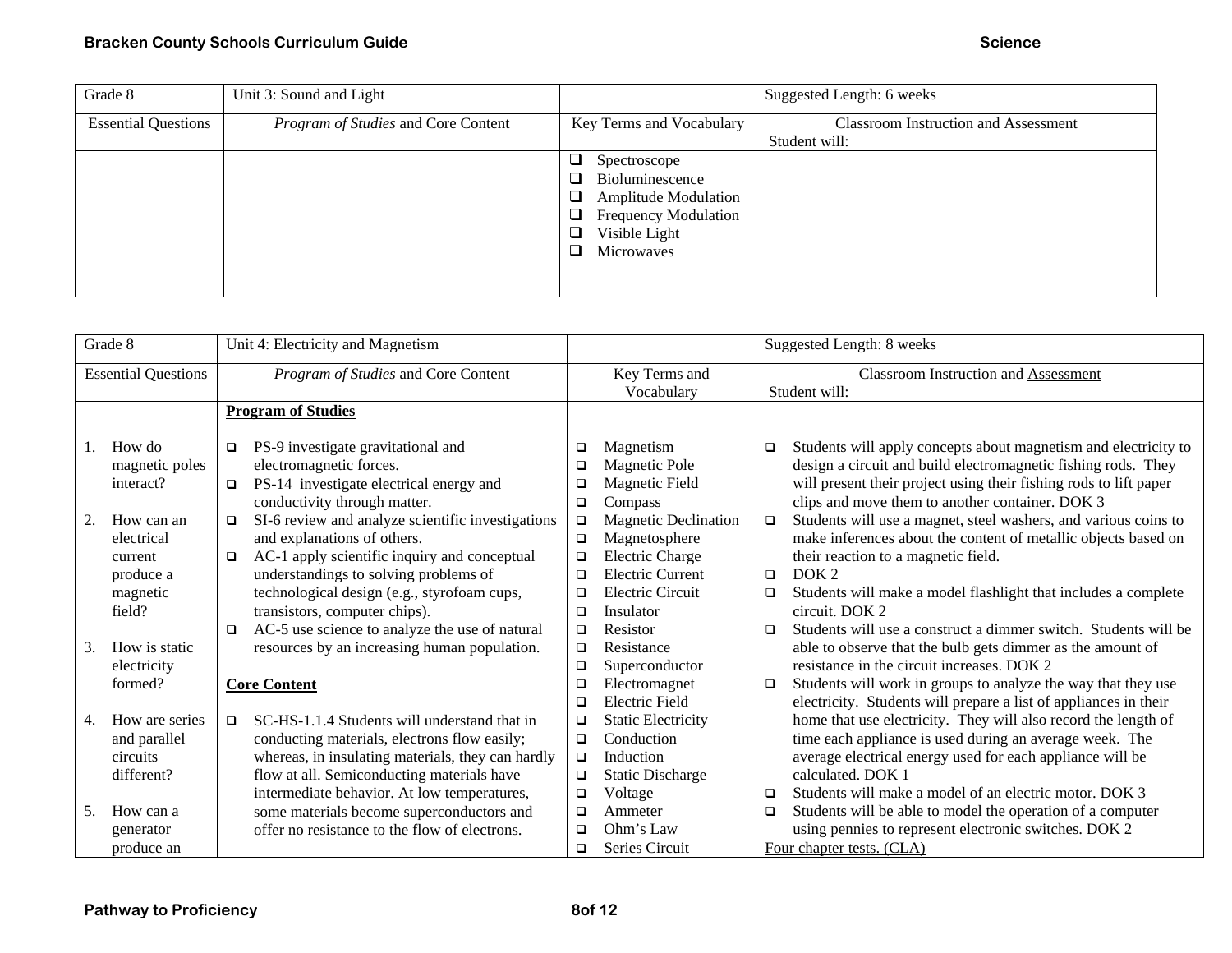| Grade 8 | Unit 3: Sound and Light | | Suggested Length: 6 weeks |
|---|---|---|---|
| Essential Questions | *Program of Studies* and Core Content | Key Terms and Vocabulary | Classroom Instruction and Assessment<br>Student will: |
| | | ❑ Spectroscope<br>❑ Bioluminescence<br>❑ Amplitude Modulation<br>❑ Frequency Modulation<br>❑ Visible Light<br>❑ Microwaves | |

| Grade 8 | Unit 4: Electricity and Magnetism | | Suggested Length: 8 weeks |
|---|---|---|---|
| Essential Questions | *Program of Studies* and Core Content | Key Terms and Vocabulary | Classroom Instruction and Assessment<br>Student will: |
| 1. How do magnetic poles interact?<br><br>2. How can an electrical current produce a magnetic field?<br><br>3. How is static electricity formed?<br><br>4. How are series and parallel circuits different?<br><br>5. How can a generator produce an | **Program of Studies**<br><br>❑ PS-9 investigate gravitational and electromagnetic forces.<br>❑ PS-14 investigate electrical energy and conductivity through matter.<br>❑ SI-6 review and analyze scientific investigations and explanations of others.<br>❑ AC-1 apply scientific inquiry and conceptual understandings to solving problems of technological design (e.g., styrofoam cups, transistors, computer chips).<br>❑ AC-5 use science to analyze the use of natural resources by an increasing human population.<br><br>**Core Content**<br><br>❑ SC-HS-1.1.4 Students will understand that in conducting materials, electrons flow easily; whereas, in insulating materials, they can hardly flow at all. Semiconducting materials have intermediate behavior. At low temperatures, some materials become superconductors and offer no resistance to the flow of electrons. | ❑ Magnetism<br>❑ Magnetic Pole<br>❑ Magnetic Field<br>❑ Compass<br>❑ Magnetic Declination<br>❑ Magnetosphere<br>❑ Electric Charge<br>❑ Electric Current<br>❑ Electric Circuit<br>❑ Insulator<br>❑ Resistor<br>❑ Resistance<br>❑ Superconductor<br>❑ Electromagnet<br>❑ Electric Field<br>❑ Static Electricity<br>❑ Conduction<br>❑ Induction<br>❑ Static Discharge<br>❑ Voltage<br>❑ Ammeter<br>❑ Ohm's Law<br>❑ Series Circuit | ❑ Students will apply concepts about magnetism and electricity to design a circuit and build electromagnetic fishing rods. They will present their project using their fishing rods to lift paper clips and move them to another container. DOK 3<br>❑ Students will use a magnet, steel washers, and various coins to make inferences about the content of metallic objects based on their reaction to a magnetic field.<br>❑ DOK 2<br>❑ Students will make a model flashlight that includes a complete circuit. DOK 2<br>❑ Students will use a construct a dimmer switch. Students will be able to observe that the bulb gets dimmer as the amount of resistance in the circuit increases. DOK 2<br>❑ Students will work in groups to analyze the way that they use electricity. Students will prepare a list of appliances in their home that use electricity. They will also record the length of time each appliance is used during an average week. The average electrical energy used for each appliance will be calculated. DOK 1<br>❑ Students will make a model of an electric motor. DOK 3<br>❑ Students will be able to model the operation of a computer using pennies to represent electronic switches. DOK 2<br>Four chapter tests. (CLA) |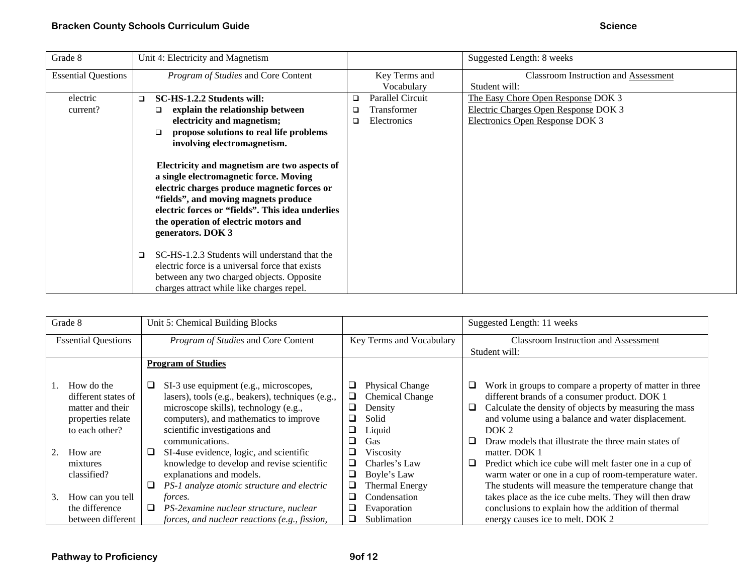| Grade 8 | Unit 4: Electricity and Magnetism | | Suggested Length: 8 weeks |
|---|---|---|---|
| Essential Questions | *Program of Studies* and Core Content | Key Terms and Vocabulary | Classroom Instruction and <u>Assessment</u> Student will: |
| electric current? | ❑ **SC-HS-1.2.2 Students will:** ❑ **explain the relationship between electricity and magnetism;** ❑ **propose solutions to real life problems involving electromagnetism.** **Electricity and magnetism are two aspects of a single electromagnetic force. Moving electric charges produce magnetic forces or "fields", and moving magnets produce electric forces or "fields". This idea underlies the operation of electric motors and generators. DOK 3** ❑ SC-HS-1.2.3 Students will understand that the electric force is a universal force that exists between any two charged objects. Opposite charges attract while like charges repel. | ❑ Parallel Circuit ❑ Transformer ❑ Electronics | <u>The Easy Chore Open Response</u> DOK 3 <u>Electric Charges Open Response</u> DOK 3 <u>Electronics Open Response</u> DOK 3 |

| Grade 8 | Unit 5: Chemical Building Blocks | | Suggested Length: 11 weeks |
|---|---|---|---|
| Essential Questions | *Program of Studies* and Core Content | Key Terms and Vocabulary | Classroom Instruction and <u>Assessment</u> Student will: |
| 1. How do the different states of matter and their properties relate to each other? 2. How are mixtures classified? 3. How can you tell the difference between different | **<u>Program of Studies</u>** ❑ SI-3 use equipment (e.g., microscopes, lasers), tools (e.g., beakers), techniques (e.g., microscope skills), technology (e.g., computers), and mathematics to improve scientific investigations and communications. ❑ SI-4use evidence, logic, and scientific knowledge to develop and revise scientific explanations and models. ❑ *PS-1 analyze atomic structure and electric forces.* ❑ *PS-2examine nuclear structure, nuclear forces, and nuclear reactions (e.g., fission,* | ❑ Physical Change ❑ Chemical Change ❑ Density ❑ Solid ❑ Liquid ❑ Gas ❑ Viscosity ❑ Charles's Law ❑ Boyle's Law ❑ Thermal Energy ❑ Condensation ❑ Evaporation ❑ Sublimation | ❑ Work in groups to compare a property of matter in three different brands of a consumer product. DOK 1 ❑ Calculate the density of objects by measuring the mass and volume using a balance and water displacement. DOK 2 ❑ Draw models that illustrate the three main states of matter. DOK 1 ❑ Predict which ice cube will melt faster one in a cup of warm water or one in a cup of room-temperature water. The students will measure the temperature change that takes place as the ice cube melts. They will then draw conclusions to explain how the addition of thermal energy causes ice to melt. DOK 2 |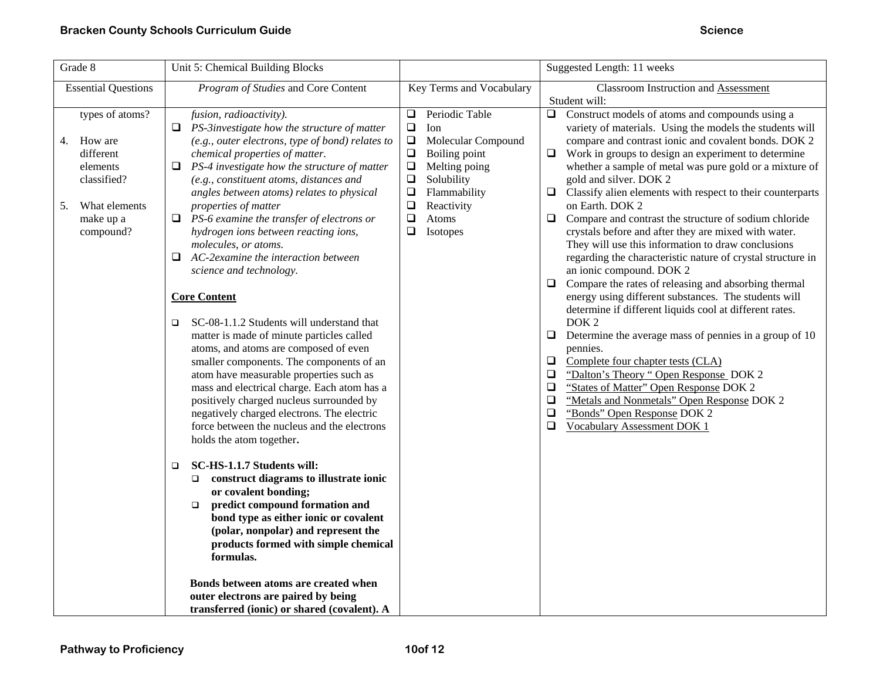| Grade 8 | Unit 5: Chemical Building Blocks | | Suggested Length: 11 weeks |
|---|---|---|---|
| Essential Questions | *Program of Studies* and Core Content | Key Terms and Vocabulary | Classroom Instruction and Assessment<br>Student will: |
| types of atoms?<br><br>4. How are different elements classified?<br><br>5. What elements make up a compound? | *fusion, radioactivity).*<br>❑ *PS-3investigate how the structure of matter (e.g., outer electrons, type of bond) relates to chemical properties of matter.*<br>❑ *PS-4 investigate how the structure of matter (e.g., constituent atoms, distances and angles between atoms) relates to physical properties of matter*<br>❑ *PS-6 examine the transfer of electrons or hydrogen ions between reacting ions, molecules, or atoms.*<br>❑ *AC-2examine the interaction between science and technology.*<br><br>**Core Content**<br><br>❑ SC-08-1.1.2 Students will understand that matter is made of minute particles called atoms, and atoms are composed of even smaller components. The components of an atom have measurable properties such as mass and electrical charge. Each atom has a positively charged nucleus surrounded by negatively charged electrons. The electric force between the nucleus and the electrons holds the atom together**.**<br><br>❑ **SC-HS-1.1.7 Students will:**<br>❑ **construct diagrams to illustrate ionic or covalent bonding;**<br>❑ **predict compound formation and bond type as either ionic or covalent (polar, nonpolar) and represent the products formed with simple chemical formulas.**<br><br>**Bonds between atoms are created when outer electrons are paired by being transferred (ionic) or shared (covalent). A** | ❑ Periodic Table<br>❑ Ion<br>❑ Molecular Compound<br>❑ Boiling point<br>❑ Melting poing<br>❑ Solubility<br>❑ Flammability<br>❑ Reactivity<br>❑ Atoms<br>❑ Isotopes | ❑ Construct models of atoms and compounds using a variety of materials. Using the models the students will compare and contrast ionic and covalent bonds. DOK 2<br>❑ Work in groups to design an experiment to determine whether a sample of metal was pure gold or a mixture of gold and silver. DOK 2<br>❑ Classify alien elements with respect to their counterparts on Earth. DOK 2<br>❑ Compare and contrast the structure of sodium chloride crystals before and after they are mixed with water. They will use this information to draw conclusions regarding the characteristic nature of crystal structure in an ionic compound. DOK 2<br>❑ Compare the rates of releasing and absorbing thermal energy using different substances. The students will determine if different liquids cool at different rates. DOK 2<br>❑ Determine the average mass of pennies in a group of 10 pennies.<br>❑ Complete four chapter tests (CLA)<br>❑ "Dalton's Theory " Open Response DOK 2<br>❑ "States of Matter" Open Response DOK 2<br>❑ "Metals and Nonmetals" Open Response DOK 2<br>❑ "Bonds" Open Response DOK 2<br>❑ Vocabulary Assessment DOK 1 |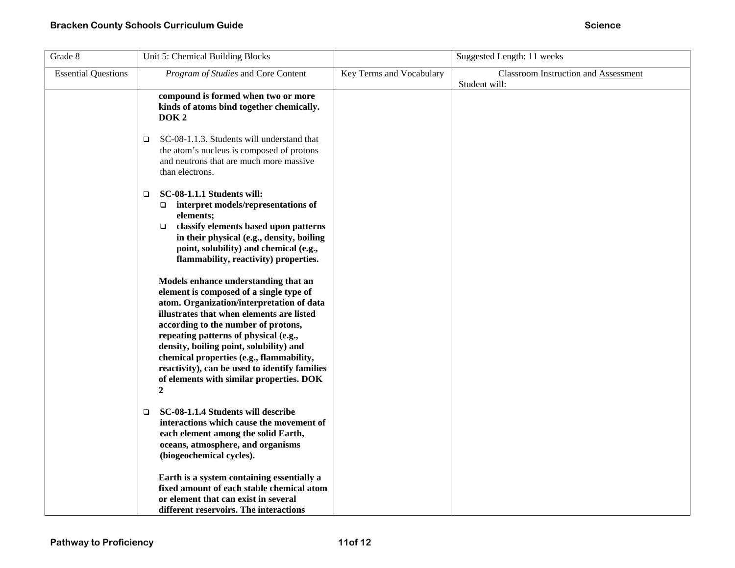| Grade 8 | Unit 5: Chemical Building Blocks | | Suggested Length: 11 weeks |
|---|---|---|---|
| Essential Questions | *Program of Studies* and Core Content | Key Terms and Vocabulary | Classroom Instruction and Assessment<br>Student will: |
| | **compound is formed when two or more kinds of atoms bind together chemically. DOK 2**<br><br>❑ SC-08-1.1.3. Students will understand that the atom's nucleus is composed of protons and neutrons that are much more massive than electrons.<br><br>❑ **SC-08-1.1.1 Students will:**<br>❑ **interpret models/representations of elements;**<br>❑ **classify elements based upon patterns in their physical (e.g., density, boiling point, solubility) and chemical (e.g., flammability, reactivity) properties.**<br><br>**Models enhance understanding that an element is composed of a single type of atom. Organization/interpretation of data illustrates that when elements are listed according to the number of protons, repeating patterns of physical (e.g., density, boiling point, solubility) and chemical properties (e.g., flammability, reactivity), can be used to identify families of elements with similar properties. DOK 2**<br><br>❑ **SC-08-1.1.4 Students will describe interactions which cause the movement of each element among the solid Earth, oceans, atmosphere, and organisms (biogeochemical cycles).**<br><br>**Earth is a system containing essentially a fixed amount of each stable chemical atom or element that can exist in several different reservoirs. The interactions** | | |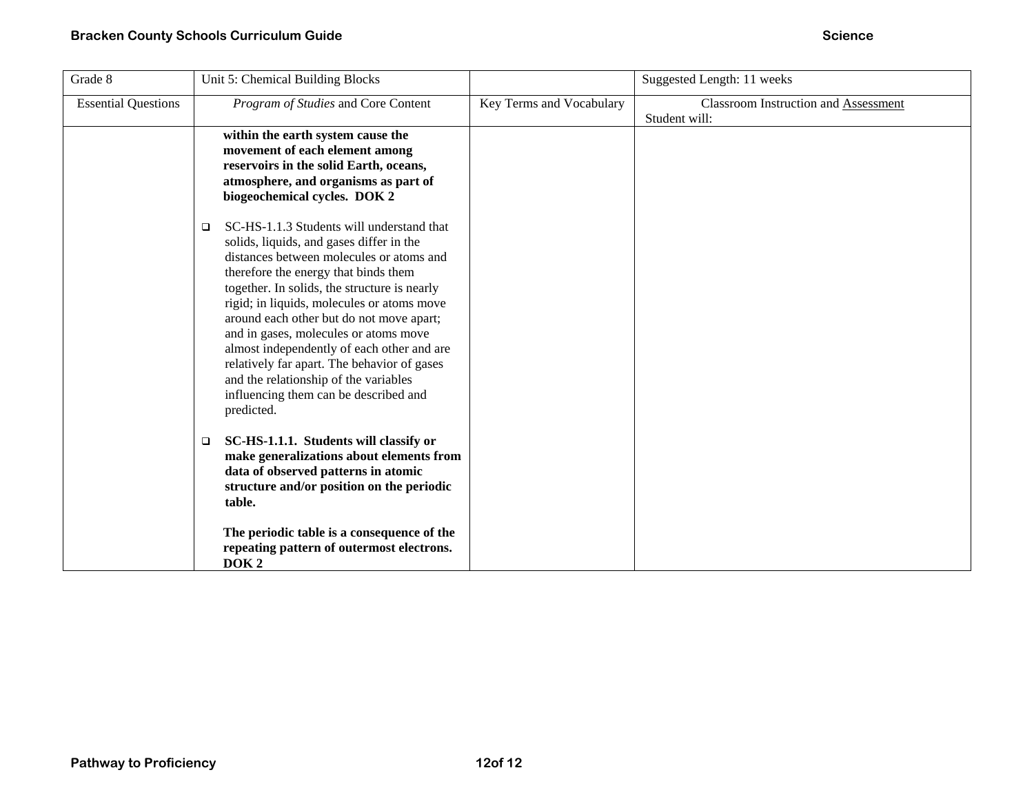| Grade 8 | Unit 5: Chemical Building Blocks | | Suggested Length: 11 weeks |
|---|---|---|---|
| Essential Questions | *Program of Studies* and Core Content | Key Terms and Vocabulary | Classroom Instruction and Assessment<br>Student will: |
| | **within the earth system cause the movement of each element among reservoirs in the solid Earth, oceans, atmosphere, and organisms as part of biogeochemical cycles. DOK 2**<br><br>❑ SC-HS-1.1.3 Students will understand that solids, liquids, and gases differ in the distances between molecules or atoms and therefore the energy that binds them together. In solids, the structure is nearly rigid; in liquids, molecules or atoms move around each other but do not move apart; and in gases, molecules or atoms move almost independently of each other and are relatively far apart. The behavior of gases and the relationship of the variables influencing them can be described and predicted.<br><br>❑ **SC-HS-1.1.1. Students will classify or make generalizations about elements from data of observed patterns in atomic structure and/or position on the periodic table.**<br><br>**The periodic table is a consequence of the repeating pattern of outermost electrons. DOK 2** | | |